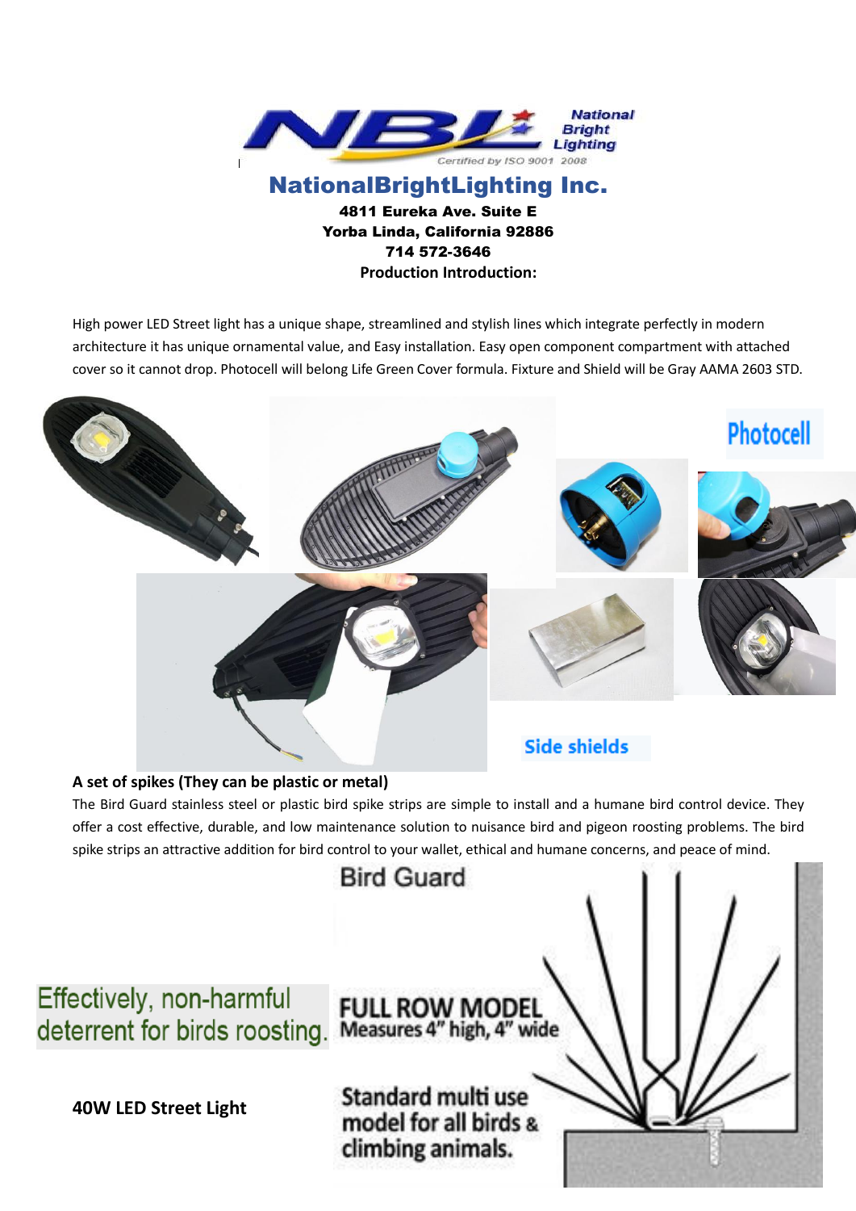National Bright Lighting

Certified by ISO 9001 2008

# NationalBrightLighting Inc.

**4811 Eureka Ave. Suite E**
**Yorba Linda, California 92886**
**714 572-3646**

**Production Introduction:**

High power LED Street light has a unique shape, streamlined and stylish lines which integrate perfectly in modern architecture it has unique ornamental value, and Easy installation. Easy open component compartment with attached cover so it cannot drop. Photocell will belong Life Green Cover formula. Fixture and Shield will be Gray AAMA 2603 STD.

Photocell

Side shields

**A set of spikes (They can be plastic or metal)**

The Bird Guard stainless steel or plastic bird spike strips are simple to install and a humane bird control device. They offer a cost effective, durable, and low maintenance solution to nuisance bird and pigeon roosting problems. The bird spike strips an attractive addition for bird control to your wallet, ethical and humane concerns, and peace of mind.

Bird Guard

Effectively, non-harmful deterrent for birds roosting.

FULL ROW MODEL
Measures 4" high, 4" wide

Standard multi use model for all birds & climbing animals.

**40W LED Street Light**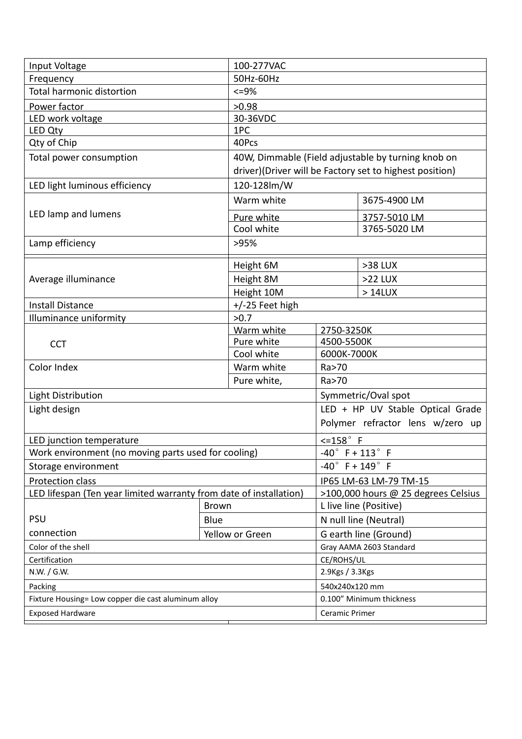| | | |
|---|---|---|
| Input Voltage | 100-277VAC | |
| Frequency | 50Hz-60Hz | |
| Total harmonic distortion | <=9% | |
| Power factor | >0.98 | |
| LED work voltage | 30-36VDC | |
| LED Qty | 1PC | |
| Qty of Chip | 40Pcs | |
| Total power consumption | 40W, Dimmable (Field adjustable by turning knob on driver)(Driver will be Factory set to highest position) | |
| LED light luminous efficiency | 120-128lm/W | |
| LED lamp and lumens | Warm white | 3675-4900 LM |
| | Pure white | 3757-5010 LM |
| | Cool white | 3765-5020 LM |
| Lamp efficiency | >95% | |
| Average illuminance | Height 6M | >38 LUX |
| | Height 8M | >22 LUX |
| | Height 10M | > 14LUX |
| Install Distance | +/-25 Feet high | |
| Illuminance uniformity | >0.7 | |
| CCT | Warm white | 2750-3250K |
| | Pure white | 4500-5500K |
| | Cool white | 6000K-7000K |
| Color Index | Warm white | Ra>70 |
| | Pure white, | Ra>70 |
| Light Distribution | | Symmetric/Oval spot |
| Light design | | LED + HP UV Stable Optical Grade Polymer refractor lens w/zero up light |
| LED junction temperature | | <=158° F |
| Work environment (no moving parts used for cooling) | | -40° F + 113° F |
| Storage environment | | -40° F + 149° F |
| Protection class | | IP65 LM-63 LM-79 TM-15 |
| LED lifespan (Ten year limited warranty from date of installation) | | >100,000 hours @ 25 degrees Celsius |
| PSU connection | Brown | L live line (Positive) |
| | Blue | N null line (Neutral) |
| | Yellow or Green | G earth line (Ground) |
| Color of the shell | | Gray AAMA 2603 Standard |
| Certification | | CE/ROHS/UL |
| N.W. / G.W. | | 2.9Kgs / 3.3Kgs |
| Packing | | 540x240x120 mm |
| Fixture Housing= Low copper die cast aluminum alloy | | 0.100" Minimum thickness |
| Exposed Hardware | | Ceramic Primer |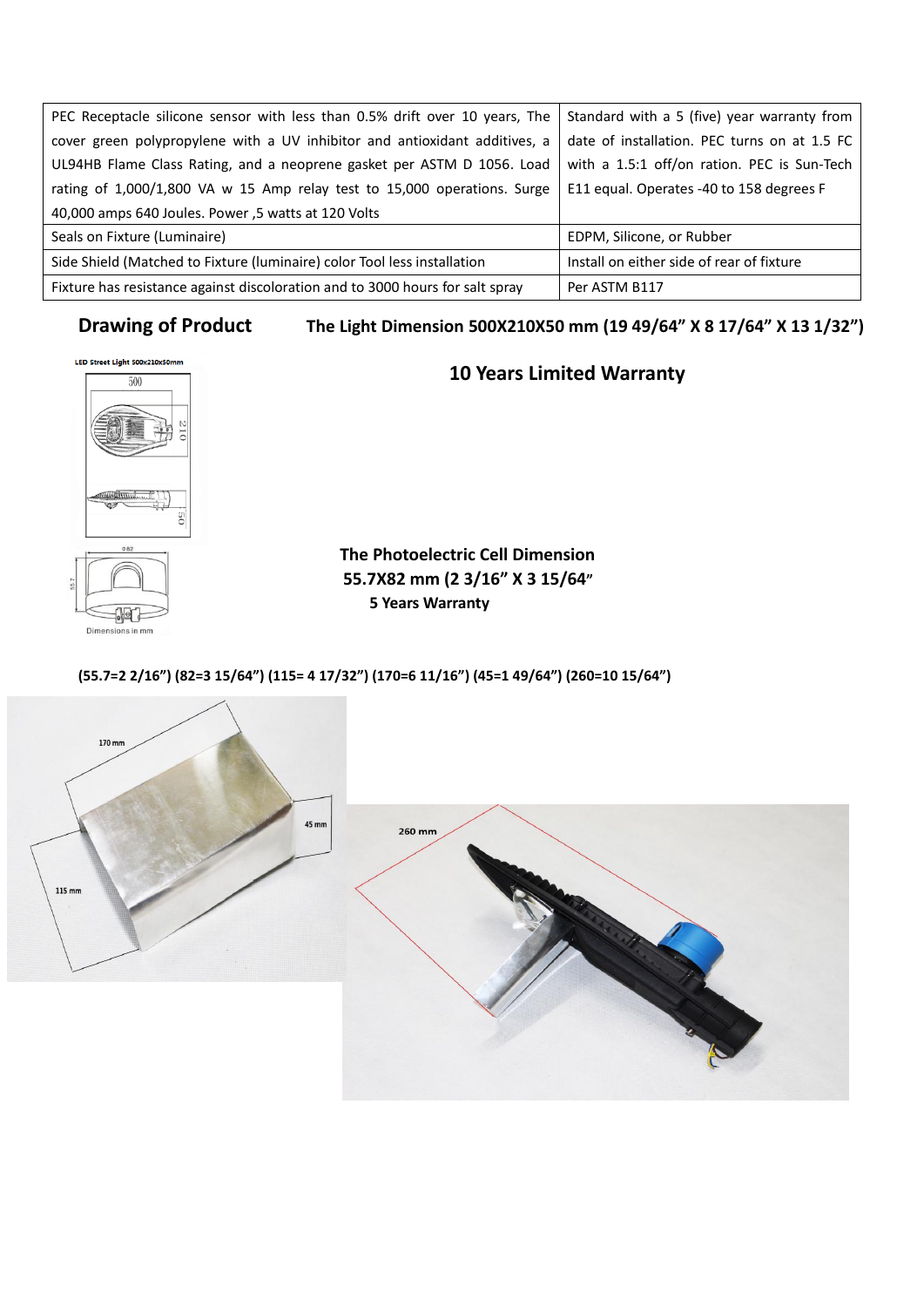| PEC Receptacle silicone sensor with less than 0.5% drift over 10 years, The cover green polypropylene with a UV inhibitor and antioxidant additives, a UL94HB Flame Class Rating, and a neoprene gasket per ASTM D 1056. Load rating of 1,000/1,800 VA w 15 Amp relay test to 15,000 operations. Surge 40,000 amps 640 Joules. Power ,5 watts at 120 Volts | Standard with a 5 (five) year warranty from date of installation. PEC turns on at 1.5 FC with a 1.5:1 off/on ration. PEC is Sun-Tech E11 equal. Operates -40 to 158 degrees F |
|---|---|
| Seals on Fixture (Luminaire) | EDPM, Silicone, or Rubber |
| Side Shield (Matched to Fixture (luminaire) color Tool less installation | Install on either side of rear of fixture |
| Fixture has resistance against discoloration and to 3000 hours for salt spray | Per ASTM B117 |

**Drawing of Product** **The Light Dimension 500X210X50 mm (19 49/64" X 8 17/64" X 13 1/32")**

**10 Years Limited Warranty**

**The Photoelectric Cell Dimension**
**55.7X82 mm (2 3/16" X 3 15/64"**
**5 Years Warranty**

**(55.7=2 2/16") (82=3 15/64") (115= 4 17/32") (170=6 11/16") (45=1 49/64") (260=10 15/64")**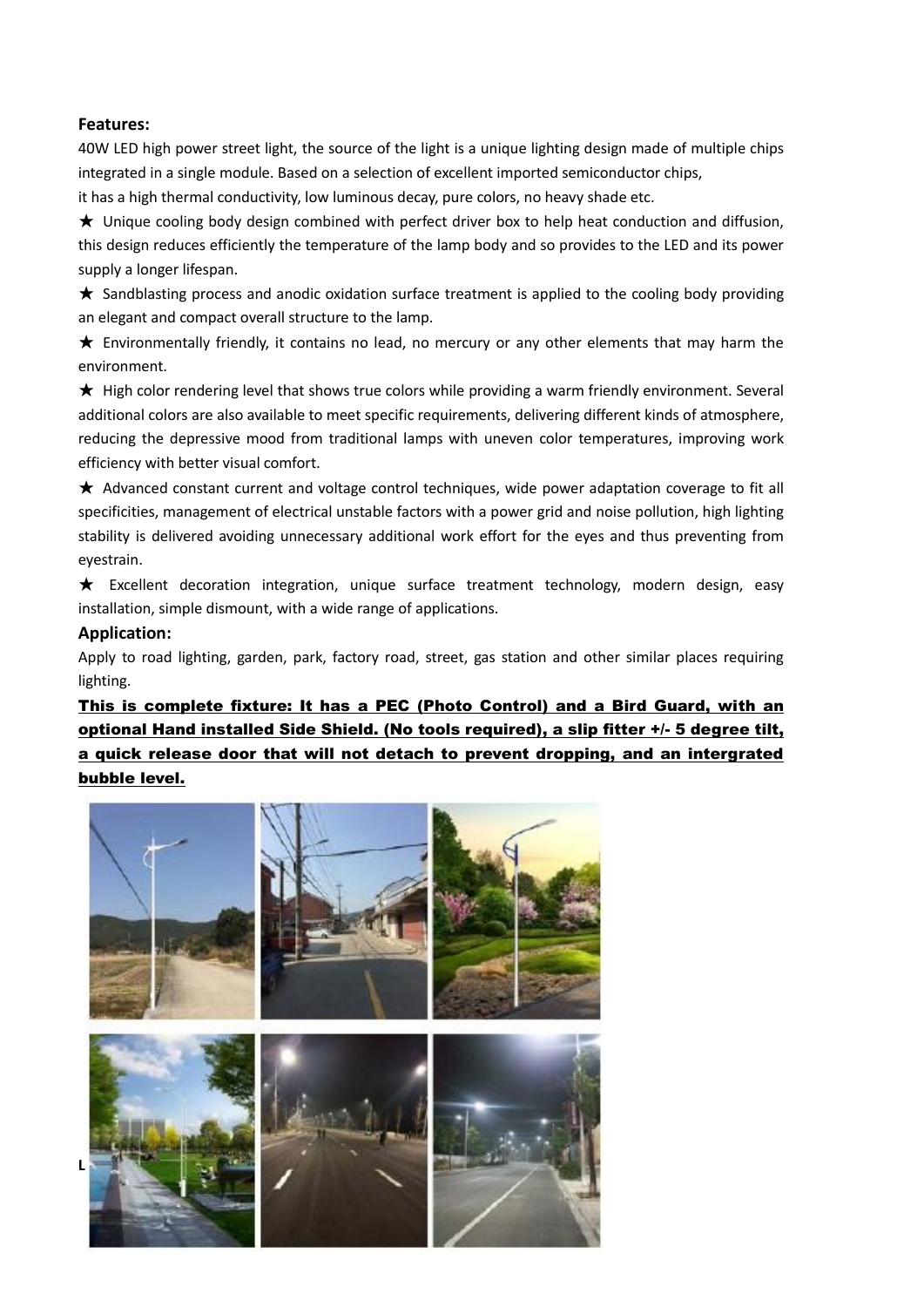**Features:**

40W LED high power street light, the source of the light is a unique lighting design made of multiple chips integrated in a single module. Based on a selection of excellent imported semiconductor chips, it has a high thermal conductivity, low luminous decay, pure colors, no heavy shade etc.

★ Unique cooling body design combined with perfect driver box to help heat conduction and diffusion, this design reduces efficiently the temperature of the lamp body and so provides to the LED and its power supply a longer lifespan.

★ Sandblasting process and anodic oxidation surface treatment is applied to the cooling body providing an elegant and compact overall structure to the lamp.

★ Environmentally friendly, it contains no lead, no mercury or any other elements that may harm the environment.

★ High color rendering level that shows true colors while providing a warm friendly environment. Several additional colors are also available to meet specific requirements, delivering different kinds of atmosphere, reducing the depressive mood from traditional lamps with uneven color temperatures, improving work efficiency with better visual comfort.

★ Advanced constant current and voltage control techniques, wide power adaptation coverage to fit all specificities, management of electrical unstable factors with a power grid and noise pollution, high lighting stability is delivered avoiding unnecessary additional work effort for the eyes and thus preventing from eyestrain.

★ Excellent decoration integration, unique surface treatment technology, modern design, easy installation, simple dismount, with a wide range of applications.

**Application:**

Apply to road lighting, garden, park, factory road, street, gas station and other similar places requiring lighting.

**This is complete fixture: It has a PEC (Photo Control) and a Bird Guard, with an optional Hand installed Side Shield. (No tools required), a slip fitter +/- 5 degree tilt, a quick release door that will not detach to prevent dropping, and an intergrated bubble level.**

**L**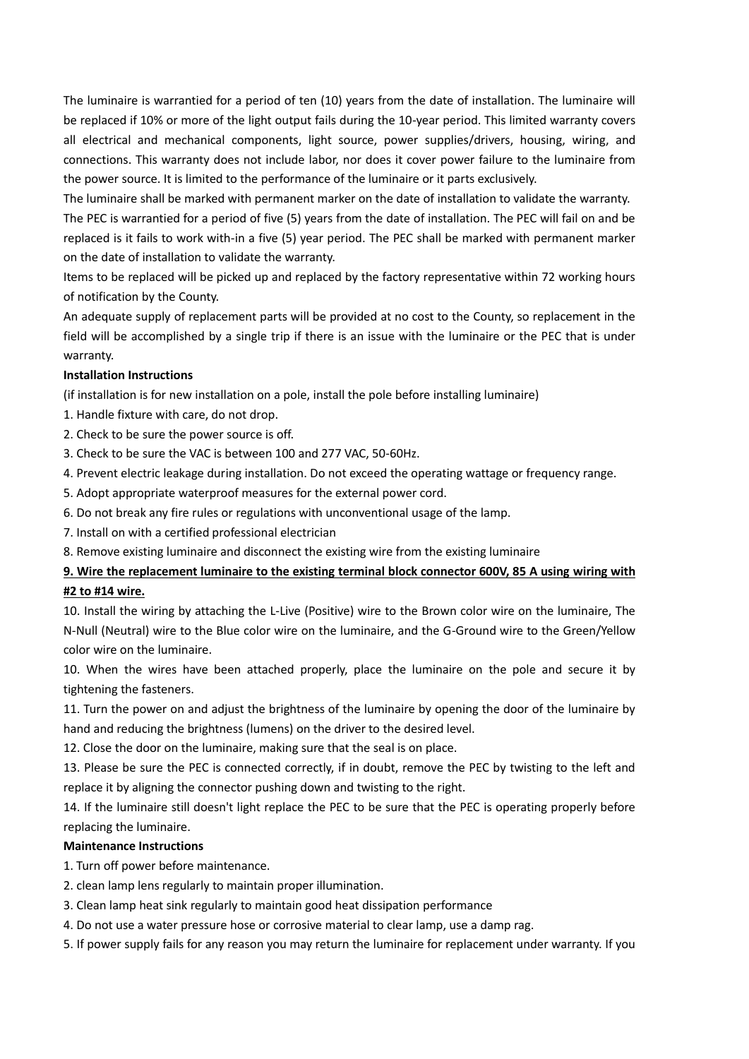The luminaire is warrantied for a period of ten (10) years from the date of installation. The luminaire will be replaced if 10% or more of the light output fails during the 10-year period. This limited warranty covers all electrical and mechanical components, light source, power supplies/drivers, housing, wiring, and connections. This warranty does not include labor, nor does it cover power failure to the luminaire from the power source. It is limited to the performance of the luminaire or it parts exclusively.

The luminaire shall be marked with permanent marker on the date of installation to validate the warranty.

The PEC is warrantied for a period of five (5) years from the date of installation. The PEC will fail on and be replaced is it fails to work with-in a five (5) year period. The PEC shall be marked with permanent marker on the date of installation to validate the warranty.

Items to be replaced will be picked up and replaced by the factory representative within 72 working hours of notification by the County.

An adequate supply of replacement parts will be provided at no cost to the County, so replacement in the field will be accomplished by a single trip if there is an issue with the luminaire or the PEC that is under warranty.

**Installation Instructions**

(if installation is for new installation on a pole, install the pole before installing luminaire)

1. Handle fixture with care, do not drop.
2. Check to be sure the power source is off.
3. Check to be sure the VAC is between 100 and 277 VAC, 50-60Hz.
4. Prevent electric leakage during installation. Do not exceed the operating wattage or frequency range.
5. Adopt appropriate waterproof measures for the external power cord.
6. Do not break any fire rules or regulations with unconventional usage of the lamp.
7. Install on with a certified professional electrician
8. Remove existing luminaire and disconnect the existing wire from the existing luminaire

**<u>9. Wire the replacement luminaire to the existing terminal block connector 600V, 85 A using wiring with #2 to #14 wire.</u>**

10. Install the wiring by attaching the L-Live (Positive) wire to the Brown color wire on the luminaire, The N-Null (Neutral) wire to the Blue color wire on the luminaire, and the G-Ground wire to the Green/Yellow color wire on the luminaire.

10. When the wires have been attached properly, place the luminaire on the pole and secure it by tightening the fasteners.

11. Turn the power on and adjust the brightness of the luminaire by opening the door of the luminaire by hand and reducing the brightness (lumens) on the driver to the desired level.

12. Close the door on the luminaire, making sure that the seal is on place.

13. Please be sure the PEC is connected correctly, if in doubt, remove the PEC by twisting to the left and replace it by aligning the connector pushing down and twisting to the right.

14. If the luminaire still doesn't light replace the PEC to be sure that the PEC is operating properly before replacing the luminaire.

**Maintenance Instructions**

1. Turn off power before maintenance.
2. clean lamp lens regularly to maintain proper illumination.
3. Clean lamp heat sink regularly to maintain good heat dissipation performance
4. Do not use a water pressure hose or corrosive material to clear lamp, use a damp rag.
5. If power supply fails for any reason you may return the luminaire for replacement under warranty. If you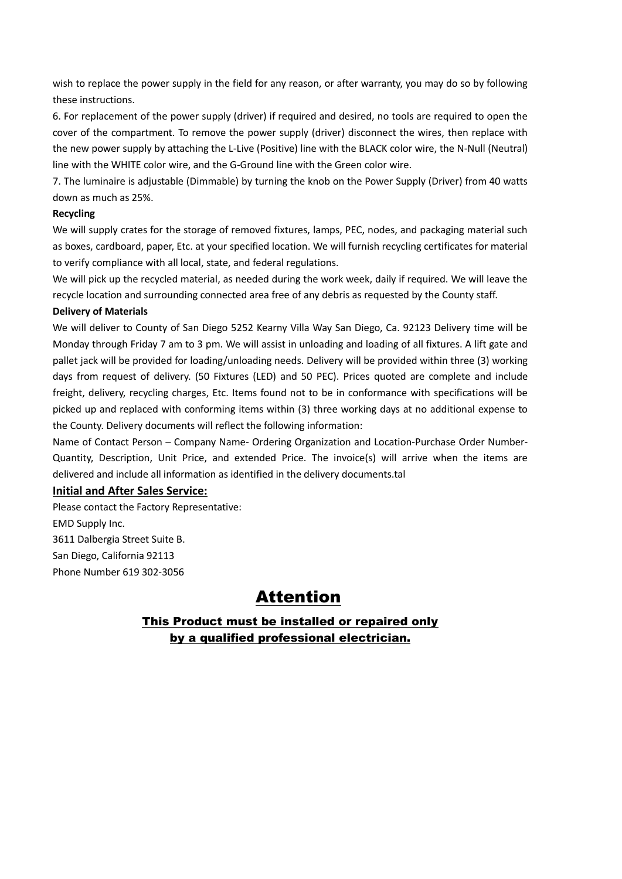wish to replace the power supply in the field for any reason, or after warranty, you may do so by following these instructions.

6. For replacement of the power supply (driver) if required and desired, no tools are required to open the cover of the compartment. To remove the power supply (driver) disconnect the wires, then replace with the new power supply by attaching the L-Live (Positive) line with the BLACK color wire, the N-Null (Neutral) line with the WHITE color wire, and the G-Ground line with the Green color wire.

7. The luminaire is adjustable (Dimmable) by turning the knob on the Power Supply (Driver) from 40 watts down as much as 25%.

**Recycling**

We will supply crates for the storage of removed fixtures, lamps, PEC, nodes, and packaging material such as boxes, cardboard, paper, Etc. at your specified location. We will furnish recycling certificates for material to verify compliance with all local, state, and federal regulations.

We will pick up the recycled material, as needed during the work week, daily if required. We will leave the recycle location and surrounding connected area free of any debris as requested by the County staff.

**Delivery of Materials**

We will deliver to County of San Diego 5252 Kearny Villa Way San Diego, Ca. 92123 Delivery time will be Monday through Friday 7 am to 3 pm. We will assist in unloading and loading of all fixtures. A lift gate and pallet jack will be provided for loading/unloading needs. Delivery will be provided within three (3) working days from request of delivery. (50 Fixtures (LED) and 50 PEC). Prices quoted are complete and include freight, delivery, recycling charges, Etc. Items found not to be in conformance with specifications will be picked up and replaced with conforming items within (3) three working days at no additional expense to the County. Delivery documents will reflect the following information:

Name of Contact Person – Company Name- Ordering Organization and Location-Purchase Order Number-Quantity, Description, Unit Price, and extended Price. The invoice(s) will arrive when the items are delivered and include all information as identified in the delivery documents.tal

**Initial and After Sales Service:**

Please contact the Factory Representative:
EMD Supply Inc.
3611 Dalbergia Street Suite B.
San Diego, California 92113
Phone Number 619 302-3056

# Attention

**This Product must be installed or repaired only by a qualified professional electrician.**